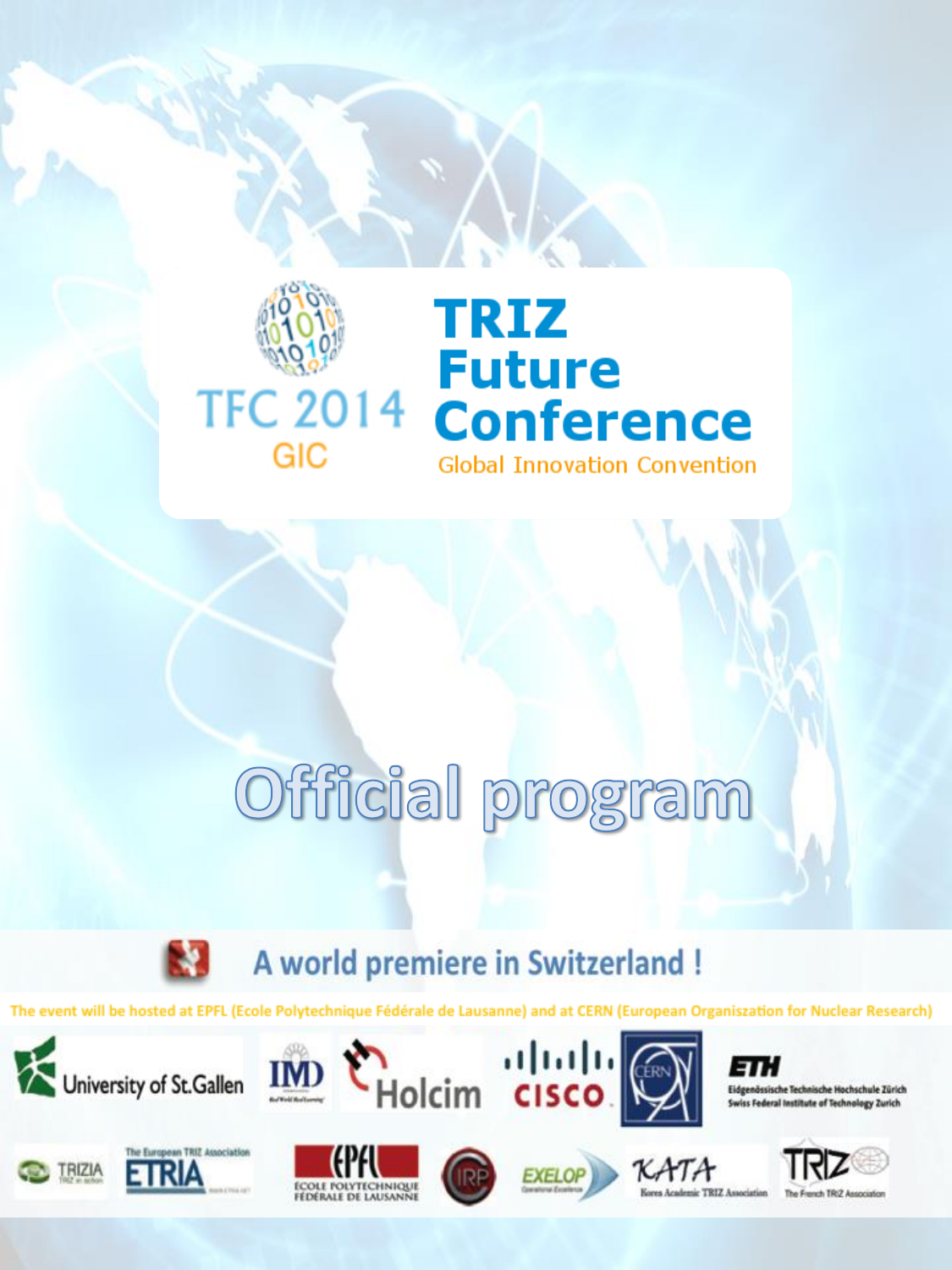# TFC 2014 GIC

# TRIZ Future Conference

Global Innovation Convention

# Official program

## A world premiere in Switzerland !

The event will be hosted at EPFL (Ecole Polytechnique Fédérale de Lausanne) and at CERN (European Organiszation for Nuclear Research)

University of St.Gallen · IMD · Holcim · CISCO · CERN · ETH Eidgenössische Technische Hochschule Zürich Swiss Federal Institute of Technology Zurich

TRIZIA · The European TRIZ Association ETRIA · EPFL ÉCOLE POLYTECHNIQUE FÉDÉRALE DE LAUSANNE · IRP · EXELOP · KATA Korea Academic TRIZ Association · TRIZ The French TRIZ Association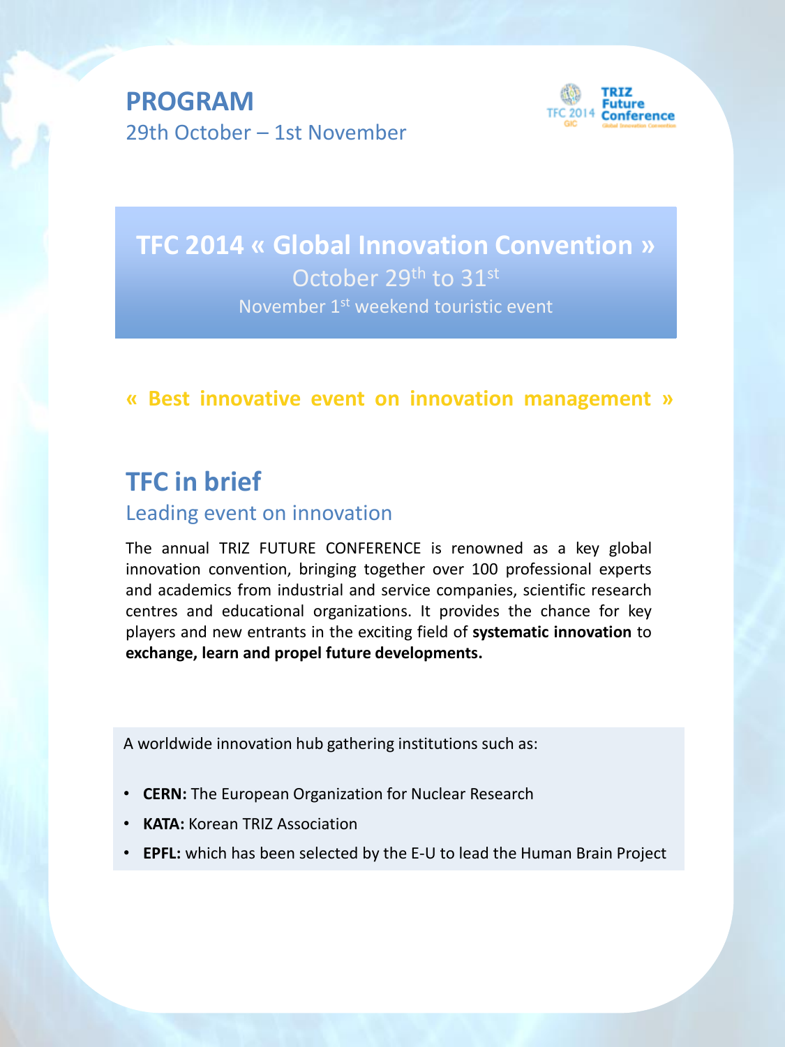# PROGRAM

29th October – 1st November

## TFC 2014 « Global Innovation Convention »

October 29th to 31st

November 1st weekend touristic event

**« Best innovative event on innovation management »**

## TFC in brief

### Leading event on innovation

The annual TRIZ FUTURE CONFERENCE is renowned as a key global innovation convention, bringing together over 100 professional experts and academics from industrial and service companies, scientific research centres and educational organizations. It provides the chance for key players and new entrants in the exciting field of **systematic innovation** to **exchange, learn and propel future developments.**

A worldwide innovation hub gathering institutions such as:

- **CERN:** The European Organization for Nuclear Research
- **KATA:** Korean TRIZ Association
- **EPFL:** which has been selected by the E-U to lead the Human Brain Project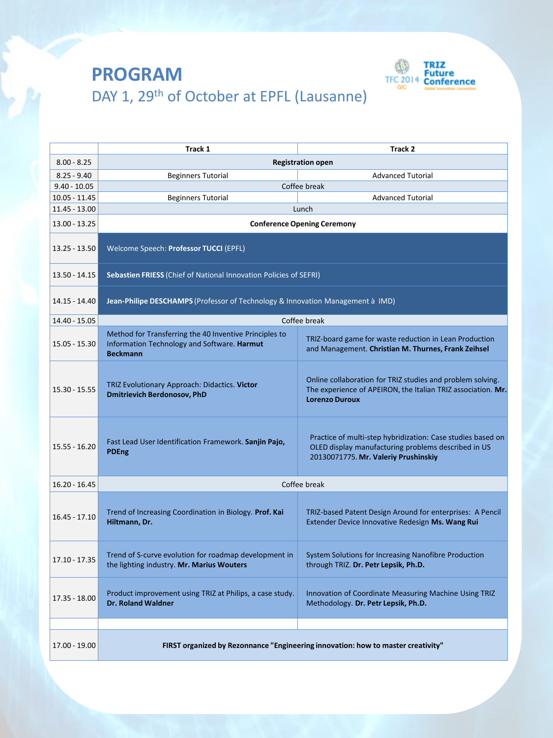# PROGRAM

## DAY 1, 29th of October at EPFL (Lausanne)

TRIZ Future Conference
TFC 2014 GIC
Global Innovation Convention

| | Track 1 | Track 2 |
|---|---|---|
| 8.00 - 8.25 | **Registration open** | |
| 8.25 - 9.40 | Beginners Tutorial | Advanced Tutorial |
| 9.40 - 10.05 | Coffee break | |
| 10.05 - 11.45 | Beginners Tutorial | Advanced Tutorial |
| 11.45 - 13.00 | Lunch | |
| 13.00 - 13.25 | **Conference Opening Ceremony** | |
| 13.25 - 13.50 | Welcome Speech: **Professor TUCCI** (EPFL) | |
| 13.50 - 14.15 | **Sebastien FRIESS** (Chief of National Innovation Policies of SEFRI) | |
| 14.15 - 14.40 | **Jean-Philipe DESCHAMPS** (Professor of Technology & Innovation Management à IMD) | |
| 14.40 - 15.05 | Coffee break | |
| 15.05 - 15.30 | Method for Transferring the 40 Inventive Principles to Information Technology and Software. **Harmut Beckmann** | TRIZ-board game for waste reduction in Lean Production and Management. **Christian M. Thurnes, Frank Zeihsel** |
| 15.30 - 15.55 | TRIZ Evolutionary Approach: Didactics. **Victor Dmitrievich Berdonosov, PhD** | Online collaboration for TRIZ studies and problem solving. The experience of APEIRON, the Italian TRIZ association. **Mr. Lorenzo Duroux** |
| 15.55 - 16.20 | Fast Lead User Identification Framework. **Sanjin Pajo, PDEng** | Practice of multi-step hybridization: Case studies based on OLED display manufacturing problems described in US 20130071775. **Mr. Valeriy Prushinskiy** |
| 16.20 - 16.45 | Coffee break | |
| 16.45 - 17.10 | Trend of Increasing Coordination in Biology. **Prof. Kai Hiltmann, Dr.** | TRIZ-based Patent Design Around for enterprises: A Pencil Extender Device Innovative Redesign **Ms. Wang Rui** |
| 17.10 - 17.35 | Trend of S-curve evolution for roadmap development in the lighting industry. **Mr. Marius Wouters** | System Solutions for Increasing Nanofibre Production through TRIZ. **Dr. Petr Lepsik, Ph.D.** |
| 17.35 - 18.00 | Product improvement using TRIZ at Philips, a case study. **Dr. Roland Waldner** | Innovation of Coordinate Measuring Machine Using TRIZ Methodology. **Dr. Petr Lepsik, Ph.D.** |
| | | |
| 17.00 - 19.00 | **FIRST organized by Rezonnance "Engineering innovation: how to master creativity"** | |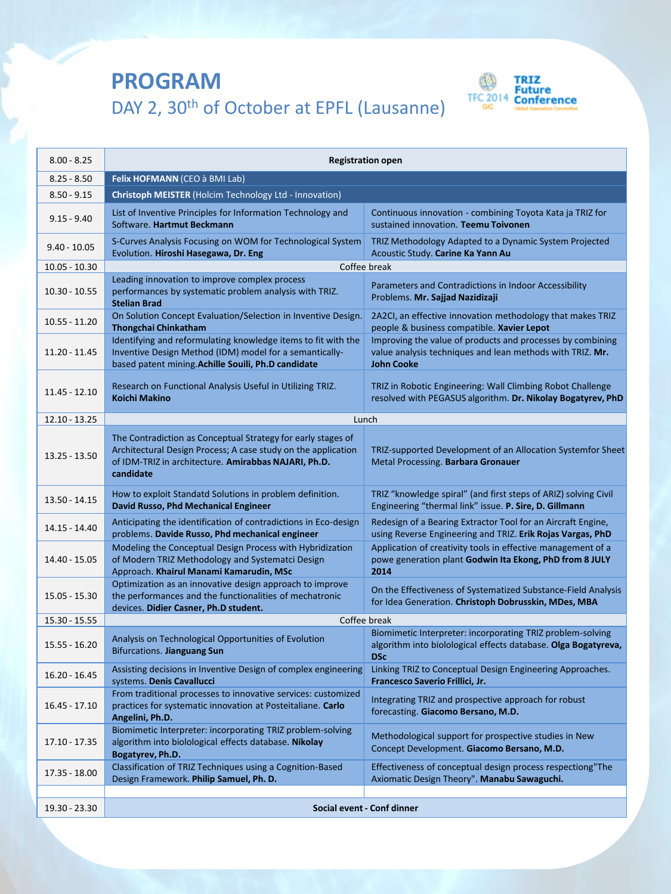# PROGRAM

## DAY 2, 30th of October at EPFL (Lausanne)

TRIZ Future Conference
TFC 2014 GIC — Global Innovation Convention

| Time | Session A | Session B |
|---|---|---|
| 8.00 - 8.25 | **Registration open** | |
| 8.25 - 8.50 | **Felix HOFMANN** (CEO à BMI Lab) | |
| 8.50 - 9.15 | **Christoph MEISTER** (Holcim Technology Ltd - Innovation) | |
| 9.15 - 9.40 | List of Inventive Principles for Information Technology and Software. **Hartmut Beckmann** | Continuous innovation - combining Toyota Kata ja TRIZ for sustained innovation. **Teemu Toivonen** |
| 9.40 - 10.05 | S-Curves Analysis Focusing on WOM for Technological System Evolution. **Hiroshi Hasegawa, Dr. Eng** | TRIZ Methodology Adapted to a Dynamic System Projected Acoustic Study. **Carine Ka Yann Au** |
| 10.05 - 10.30 | Coffee break | |
| 10.30 - 10.55 | Leading innovation to improve complex process performances by systematic problem analysis with TRIZ. **Stelian Brad** | Parameters and Contradictions in Indoor Accessibility Problems. **Mr. Sajjad Nazidizaji** |
| 10.55 - 11.20 | On Solution Concept Evaluation/Selection in Inventive Design. **Thongchai Chinkatham** | 2A2CI, an effective innovation methodology that makes TRIZ people & business compatible. **Xavier Lepot** |
| 11.20 - 11.45 | Identifying and reformulating knowledge items to fit with the Inventive Design Method (IDM) model for a semantically-based patent mining.**Achille Souili, Ph.D candidate** | Improving the value of products and processes by combining value analysis techniques and lean methods with TRIZ. **Mr. John Cooke** |
| 11.45 - 12.10 | Research on Functional Analysis Useful in Utilizing TRIZ. **Koichi Makino** | TRIZ in Robotic Engineering: Wall Climbing Robot Challenge resolved with PEGASUS algorithm. **Dr. Nikolay Bogatyrev, PhD** |
| 12.10 - 13.25 | Lunch | |
| 13.25 - 13.50 | The Contradiction as Conceptual Strategy for early stages of Architectural Design Process; A case study on the application of IDM-TRIZ in architecture. **Amirabbas NAJARI, Ph.D. candidate** | TRIZ-supported Development of an Allocation Systemfor Sheet Metal Processing. **Barbara Gronauer** |
| 13.50 - 14.15 | How to exploit Standatd Solutions in problem definition. **David Russo, Phd Mechanical Engineer** | TRIZ "knowledge spiral" (and first steps of ARIZ) solving Civil Engineering "thermal link" issue. **P. Sire, D. Gillmann** |
| 14.15 - 14.40 | Anticipating the identification of contradictions in Eco-design problems. **Davide Russo, Phd mechanical engineer** | Redesign of a Bearing Extractor Tool for an Aircraft Engine, using Reverse Engineering and TRIZ. **Erik Rojas Vargas, PhD** |
| 14.40 - 15.05 | Modeling the Conceptual Design Process with Hybridization of Modern TRIZ Methodology and Systematci Design Approach. **Khairul Manami Kamarudin, MSc** | Application of creativity tools in effective management of a powe generation plant **Godwin Ita Ekong, PhD from 8 JULY 2014** |
| 15.05 - 15.30 | Optimization as an innovative design approach to improve the performances and the functionalities of mechatronic devices. **Didier Casner, Ph.D student.** | On the Effectiveness of Systematized Substance-Field Analysis for Idea Generation. **Christoph Dobrusskin, MDes, MBA** |
| 15.30 - 15.55 | Coffee break | |
| 15.55 - 16.20 | Analysis on Technological Opportunities of Evolution Bifurcations. **Jianguang Sun** | Biomimetic Interpreter: incorporating TRIZ problem-solving algorithm into biological effects database. **Olga Bogatyreva, DSc** |
| 16.20 - 16.45 | Assisting decisions in Inventive Design of complex engineering systems. **Denis Cavallucci** | Linking TRIZ to Conceptual Design Engineering Approaches. **Francesco Saverio Frillici, Jr.** |
| 16.45 - 17.10 | From traditional processes to innovative services: customized practices for systematic innovation at Posteitaliane. **Carlo Angelini, Ph.D.** | Integrating TRIZ and prospective approach for robust forecasting. **Giacomo Bersano, M.D.** |
| 17.10 - 17.35 | Biomimetic Interpreter: incorporating TRIZ problem-solving algorithm into biolological effects database. **Nikolay Bogatyrev, Ph.D.** | Methodological support for prospective studies in New Concept Development. **Giacomo Bersano, M.D.** |
| 17.35 - 18.00 | Classification of TRIZ Techniques using a Cognition-Based Design Framework. **Philip Samuel, Ph. D.** | Effectiveness of conceptual design process respectiong"The Axiomatic Design Theory". **Manabu Sawaguchi.** |
| | | |
| 19.30 - 23.30 | **Social event - Conf dinner** | |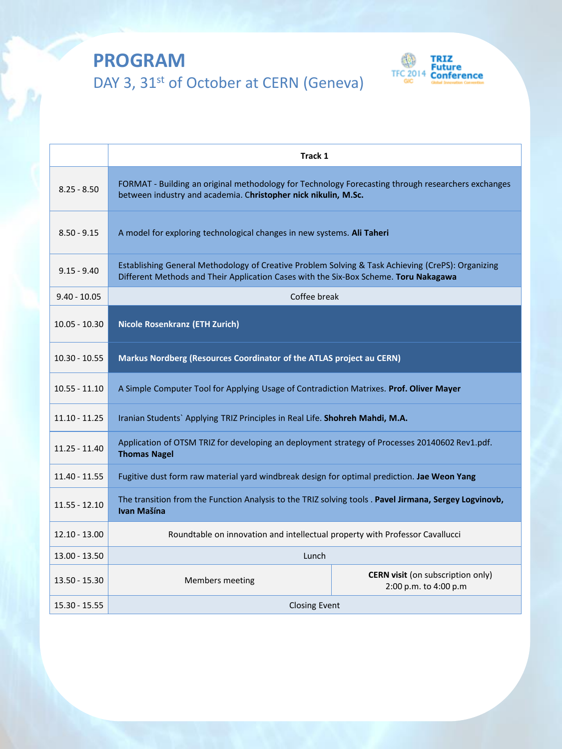# PROGRAM

## DAY 3, 31st of October at CERN (Geneva)

TRIZ Future Conference — TFC 2014 GIC

| | Track 1 | |
|---|---|---|
| 8.25 - 8.50 | FORMAT - Building an original methodology for Technology Forecasting through researchers exchanges between industry and academia. C**hristopher nick nikulin, M.Sc.** | |
| 8.50 - 9.15 | A model for exploring technological changes in new systems. **Ali Taheri** | |
| 9.15 - 9.40 | Establishing General Methodology of Creative Problem Solving & Task Achieving (CrePS): Organizing Different Methods and Their Application Cases with the Six-Box Scheme. **Toru Nakagawa** | |
| 9.40 - 10.05 | Coffee break | |
| 10.05 - 10.30 | **Nicole Rosenkranz (ETH Zurich)** | |
| 10.30 - 10.55 | **Markus Nordberg (Resources Coordinator of the ATLAS project au CERN)** | |
| 10.55 - 11.10 | A Simple Computer Tool for Applying Usage of Contradiction Matrixes. **Prof. Oliver Mayer** | |
| 11.10 - 11.25 | Iranian Students` Applying TRIZ Principles in Real Life. **Shohreh Mahdi, M.A.** | |
| 11.25 - 11.40 | Application of OTSM TRIZ for developing an deployment strategy of Processes 20140602 Rev1.pdf. **Thomas Nagel** | |
| 11.40 - 11.55 | Fugitive dust form raw material yard windbreak design for optimal prediction. **Jae Weon Yang** | |
| 11.55 - 12.10 | The transition from the Function Analysis to the TRIZ solving tools . **Pavel Jirmana, Sergey Logvinovb, Ivan Mašína** | |
| 12.10 - 13.00 | Roundtable on innovation and intellectual property with Professor Cavallucci | |
| 13.00 - 13.50 | Lunch | |
| 13.50 - 15.30 | Members meeting | **CERN visit** (on subscription only) 2:00 p.m. to 4:00 p.m |
| 15.30 - 15.55 | Closing Event | |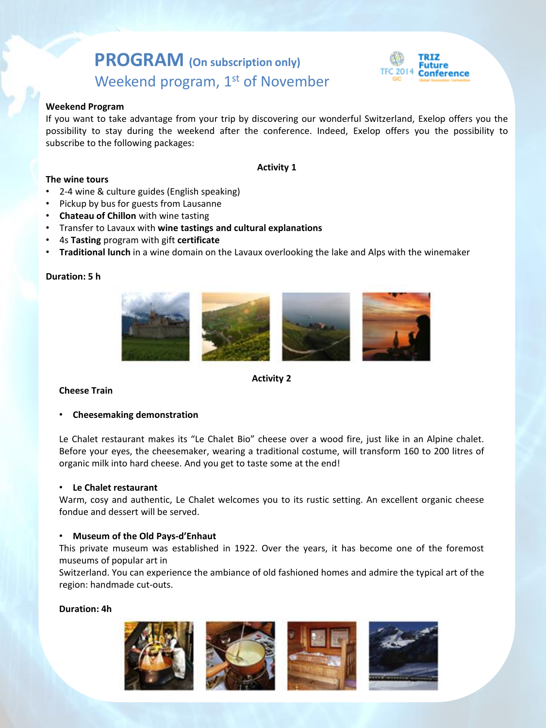# PROGRAM (On subscription only)

## Weekend program, 1st of November

TRIZ Future Conference – TFC 2014 GIC

**Weekend Program**

If you want to take advantage from your trip by discovering our wonderful Switzerland, Exelop offers you the possibility to stay during the weekend after the conference. Indeed, Exelop offers you the possibility to subscribe to the following packages:

**Activity 1**

**The wine tours**

- 2-4 wine & culture guides (English speaking)
- Pickup by bus for guests from Lausanne
- **Chateau of Chillon** with wine tasting
- Transfer to Lavaux with **wine tastings and cultural explanations**
- 4s **Tasting** program with gift **certificate**
- **Traditional lunch** in a wine domain on the Lavaux overlooking the lake and Alps with the winemaker

**Duration: 5 h**

**Activity 2**

**Cheese Train**

- **Cheesemaking demonstration**

Le Chalet restaurant makes its "Le Chalet Bio" cheese over a wood fire, just like in an Alpine chalet. Before your eyes, the cheesemaker, wearing a traditional costume, will transform 160 to 200 litres of organic milk into hard cheese. And you get to taste some at the end!

- **Le Chalet restaurant**

Warm, cosy and authentic, Le Chalet welcomes you to its rustic setting. An excellent organic cheese fondue and dessert will be served.

- **Museum of the Old Pays-d'Enhaut**

This private museum was established in 1922. Over the years, it has become one of the foremost museums of popular art in
Switzerland. You can experience the ambiance of old fashioned homes and admire the typical art of the region: handmade cut-outs.

**Duration: 4h**